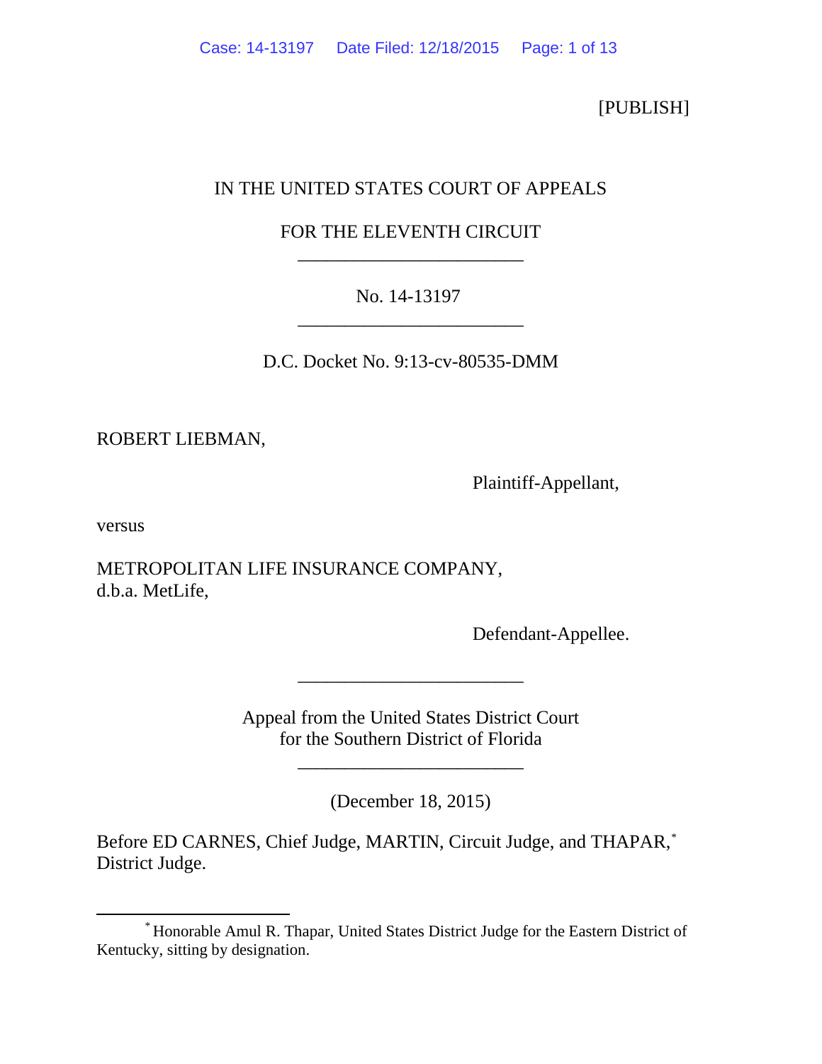[PUBLISH]

IN THE UNITED STATES COURT OF APPEALS

FOR THE ELEVENTH CIRCUIT

________________________

No. 14-13197

________________________

D.C. Docket No. 9:13-cv-80535-DMM

ROBERT LIEBMAN,

Plaintiff-Appellant,

versus

METROPOLITAN LIFE INSURANCE COMPANY,
d.b.a. MetLife,

Defendant-Appellee.

________________________

Appeal from the United States District Court
for the Southern District of Florida

________________________

(December 18, 2015)

Before ED CARNES, Chief Judge, MARTIN, Circuit Judge, and THAPAR,* District Judge.

---

* Honorable Amul R. Thapar, United States District Judge for the Eastern District of Kentucky, sitting by designation.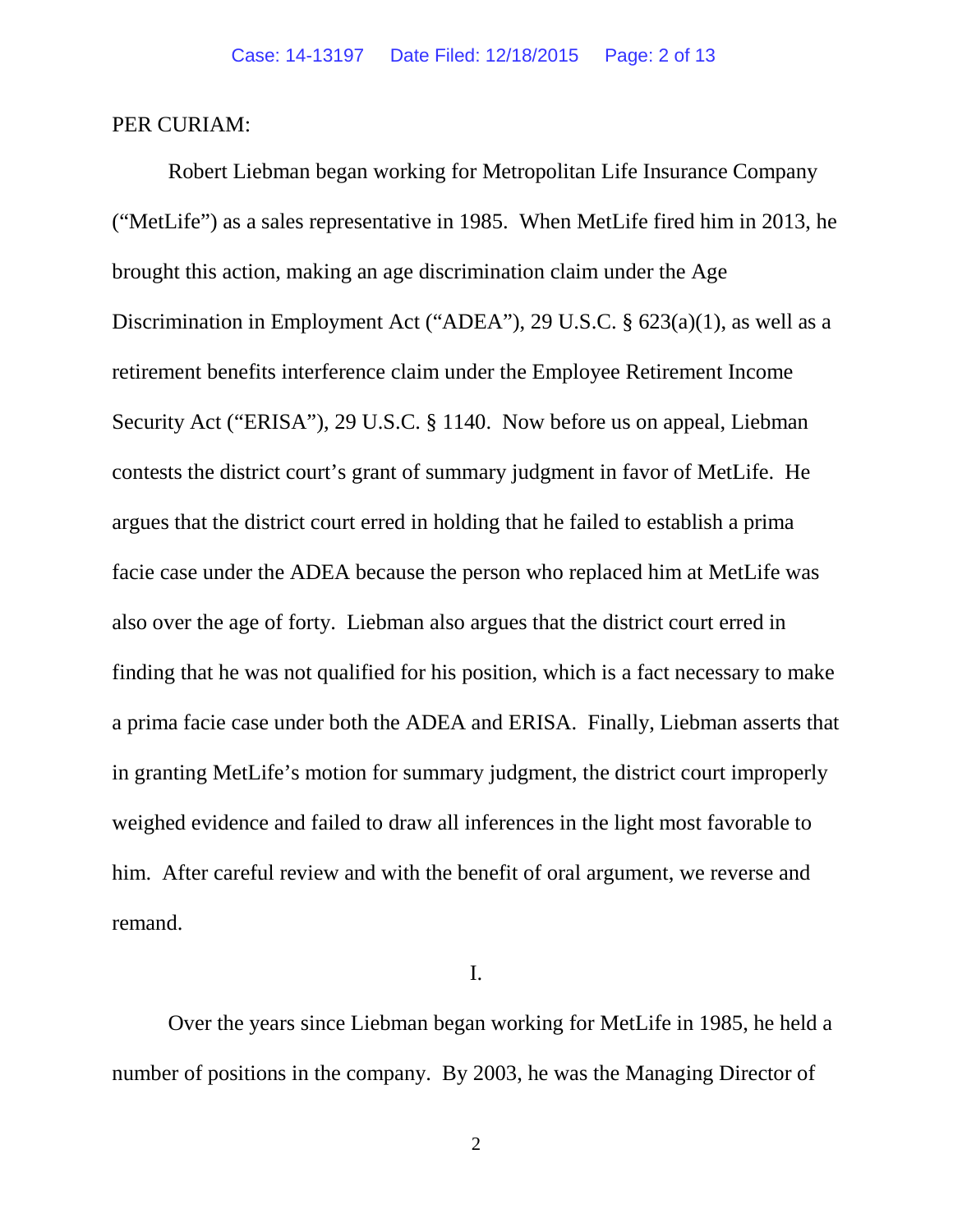PER CURIAM:

Robert Liebman began working for Metropolitan Life Insurance Company ("MetLife") as a sales representative in 1985. When MetLife fired him in 2013, he brought this action, making an age discrimination claim under the Age Discrimination in Employment Act ("ADEA"), 29 U.S.C. § 623(a)(1), as well as a retirement benefits interference claim under the Employee Retirement Income Security Act ("ERISA"), 29 U.S.C. § 1140. Now before us on appeal, Liebman contests the district court's grant of summary judgment in favor of MetLife. He argues that the district court erred in holding that he failed to establish a prima facie case under the ADEA because the person who replaced him at MetLife was also over the age of forty. Liebman also argues that the district court erred in finding that he was not qualified for his position, which is a fact necessary to make a prima facie case under both the ADEA and ERISA. Finally, Liebman asserts that in granting MetLife's motion for summary judgment, the district court improperly weighed evidence and failed to draw all inferences in the light most favorable to him. After careful review and with the benefit of oral argument, we reverse and remand.

I.

Over the years since Liebman began working for MetLife in 1985, he held a number of positions in the company. By 2003, he was the Managing Director of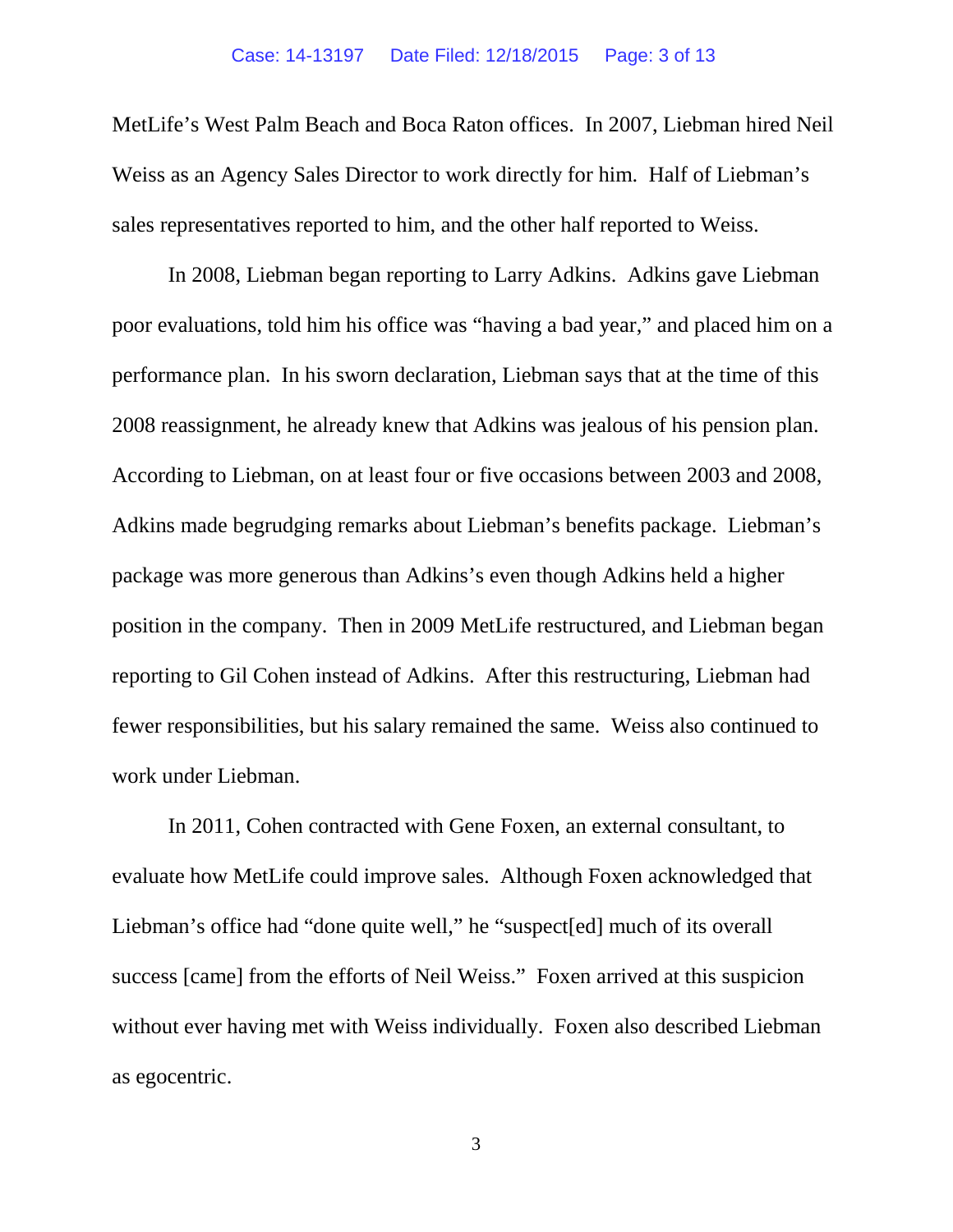MetLife's West Palm Beach and Boca Raton offices. In 2007, Liebman hired Neil Weiss as an Agency Sales Director to work directly for him. Half of Liebman's sales representatives reported to him, and the other half reported to Weiss.

In 2008, Liebman began reporting to Larry Adkins. Adkins gave Liebman poor evaluations, told him his office was "having a bad year," and placed him on a performance plan. In his sworn declaration, Liebman says that at the time of this 2008 reassignment, he already knew that Adkins was jealous of his pension plan. According to Liebman, on at least four or five occasions between 2003 and 2008, Adkins made begrudging remarks about Liebman's benefits package. Liebman's package was more generous than Adkins's even though Adkins held a higher position in the company. Then in 2009 MetLife restructured, and Liebman began reporting to Gil Cohen instead of Adkins. After this restructuring, Liebman had fewer responsibilities, but his salary remained the same. Weiss also continued to work under Liebman.

In 2011, Cohen contracted with Gene Foxen, an external consultant, to evaluate how MetLife could improve sales. Although Foxen acknowledged that Liebman's office had "done quite well," he "suspect[ed] much of its overall success [came] from the efforts of Neil Weiss." Foxen arrived at this suspicion without ever having met with Weiss individually. Foxen also described Liebman as egocentric.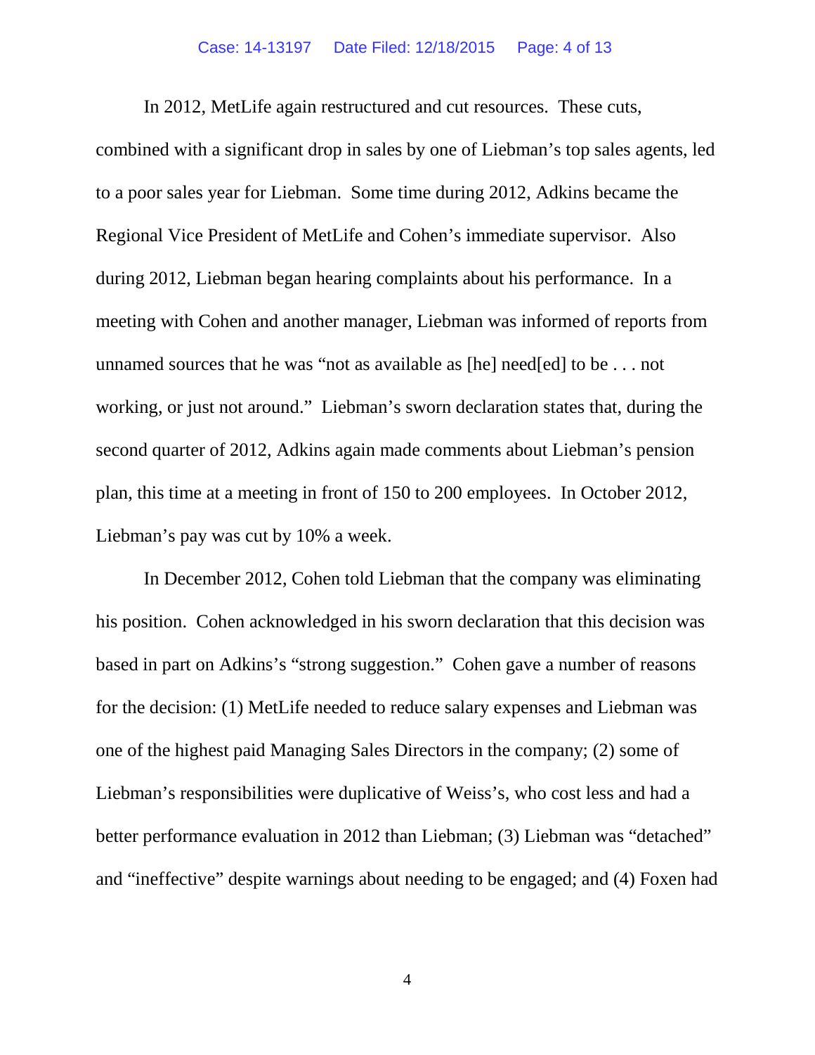In 2012, MetLife again restructured and cut resources. These cuts, combined with a significant drop in sales by one of Liebman's top sales agents, led to a poor sales year for Liebman. Some time during 2012, Adkins became the Regional Vice President of MetLife and Cohen's immediate supervisor. Also during 2012, Liebman began hearing complaints about his performance. In a meeting with Cohen and another manager, Liebman was informed of reports from unnamed sources that he was "not as available as [he] need[ed] to be . . . not working, or just not around." Liebman's sworn declaration states that, during the second quarter of 2012, Adkins again made comments about Liebman's pension plan, this time at a meeting in front of 150 to 200 employees. In October 2012, Liebman's pay was cut by 10% a week.

In December 2012, Cohen told Liebman that the company was eliminating his position. Cohen acknowledged in his sworn declaration that this decision was based in part on Adkins's "strong suggestion." Cohen gave a number of reasons for the decision: (1) MetLife needed to reduce salary expenses and Liebman was one of the highest paid Managing Sales Directors in the company; (2) some of Liebman's responsibilities were duplicative of Weiss's, who cost less and had a better performance evaluation in 2012 than Liebman; (3) Liebman was "detached" and "ineffective" despite warnings about needing to be engaged; and (4) Foxen had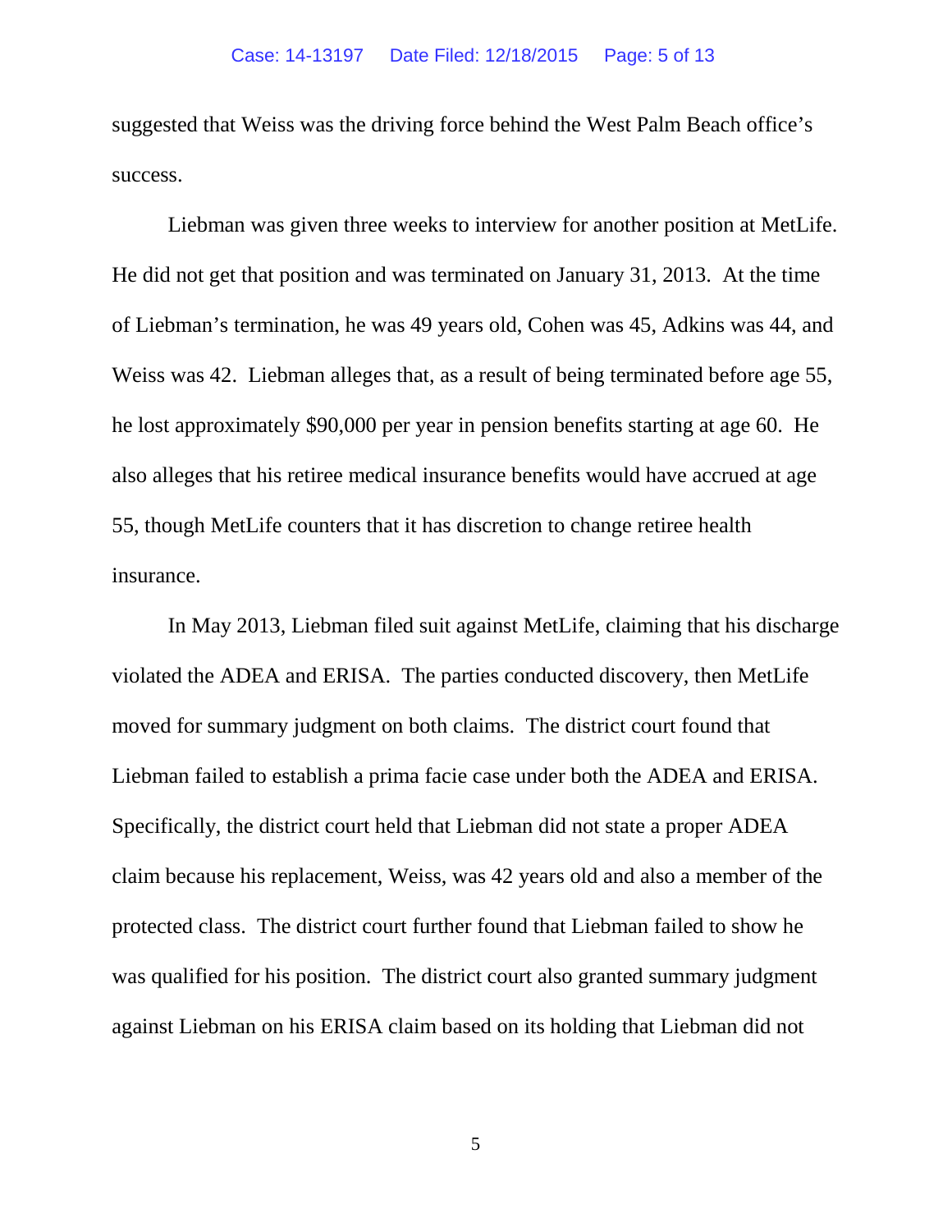suggested that Weiss was the driving force behind the West Palm Beach office's success.

Liebman was given three weeks to interview for another position at MetLife. He did not get that position and was terminated on January 31, 2013. At the time of Liebman's termination, he was 49 years old, Cohen was 45, Adkins was 44, and Weiss was 42. Liebman alleges that, as a result of being terminated before age 55, he lost approximately $90,000 per year in pension benefits starting at age 60. He also alleges that his retiree medical insurance benefits would have accrued at age 55, though MetLife counters that it has discretion to change retiree health insurance.

In May 2013, Liebman filed suit against MetLife, claiming that his discharge violated the ADEA and ERISA. The parties conducted discovery, then MetLife moved for summary judgment on both claims. The district court found that Liebman failed to establish a prima facie case under both the ADEA and ERISA. Specifically, the district court held that Liebman did not state a proper ADEA claim because his replacement, Weiss, was 42 years old and also a member of the protected class. The district court further found that Liebman failed to show he was qualified for his position. The district court also granted summary judgment against Liebman on his ERISA claim based on its holding that Liebman did not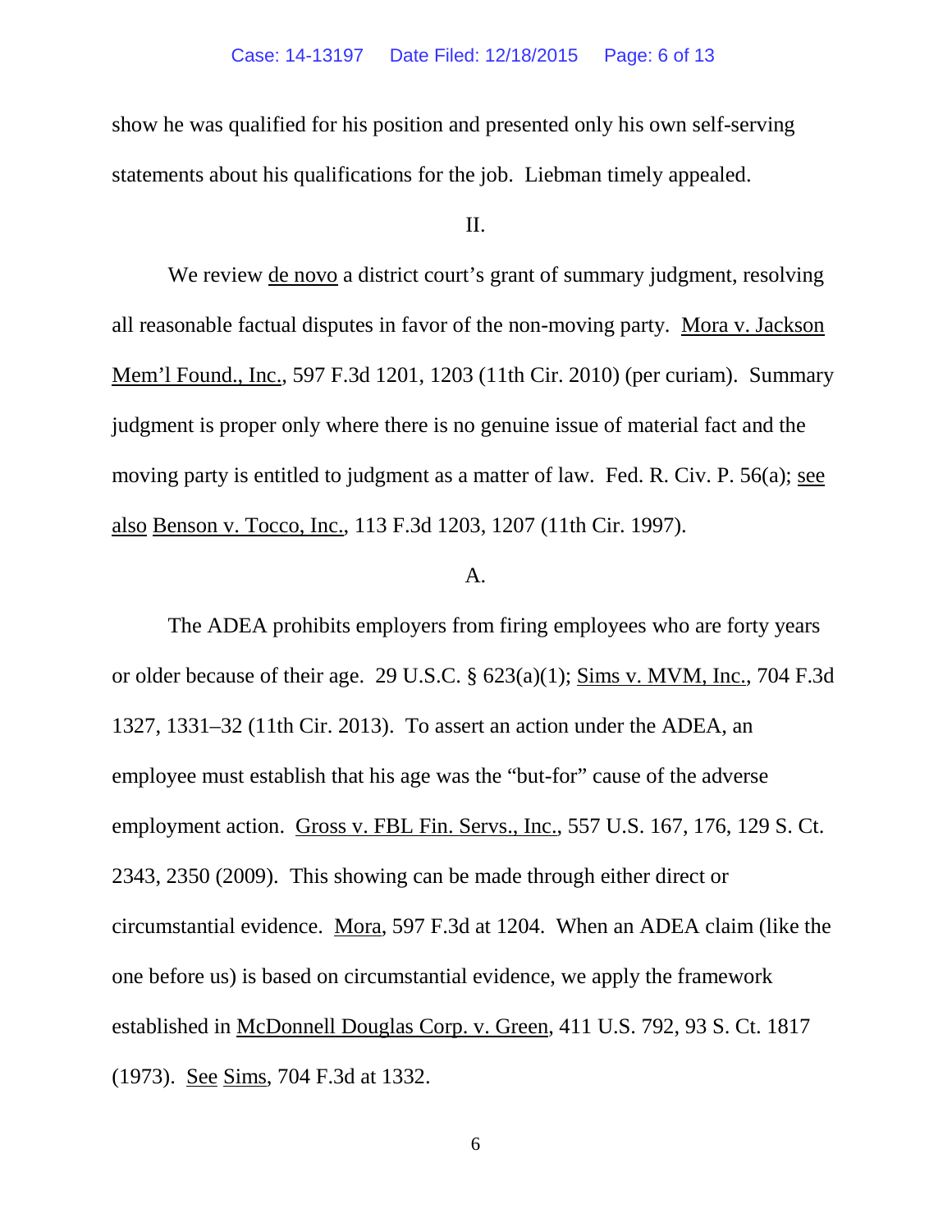show he was qualified for his position and presented only his own self-serving statements about his qualifications for the job. Liebman timely appealed.

II.

We review de novo a district court's grant of summary judgment, resolving all reasonable factual disputes in favor of the non-moving party. Mora v. Jackson Mem'l Found., Inc., 597 F.3d 1201, 1203 (11th Cir. 2010) (per curiam). Summary judgment is proper only where there is no genuine issue of material fact and the moving party is entitled to judgment as a matter of law. Fed. R. Civ. P. 56(a); see also Benson v. Tocco, Inc., 113 F.3d 1203, 1207 (11th Cir. 1997).

A.

The ADEA prohibits employers from firing employees who are forty years or older because of their age. 29 U.S.C. § 623(a)(1); Sims v. MVM, Inc., 704 F.3d 1327, 1331–32 (11th Cir. 2013). To assert an action under the ADEA, an employee must establish that his age was the "but-for" cause of the adverse employment action. Gross v. FBL Fin. Servs., Inc., 557 U.S. 167, 176, 129 S. Ct. 2343, 2350 (2009). This showing can be made through either direct or circumstantial evidence. Mora, 597 F.3d at 1204. When an ADEA claim (like the one before us) is based on circumstantial evidence, we apply the framework established in McDonnell Douglas Corp. v. Green, 411 U.S. 792, 93 S. Ct. 1817 (1973). See Sims, 704 F.3d at 1332.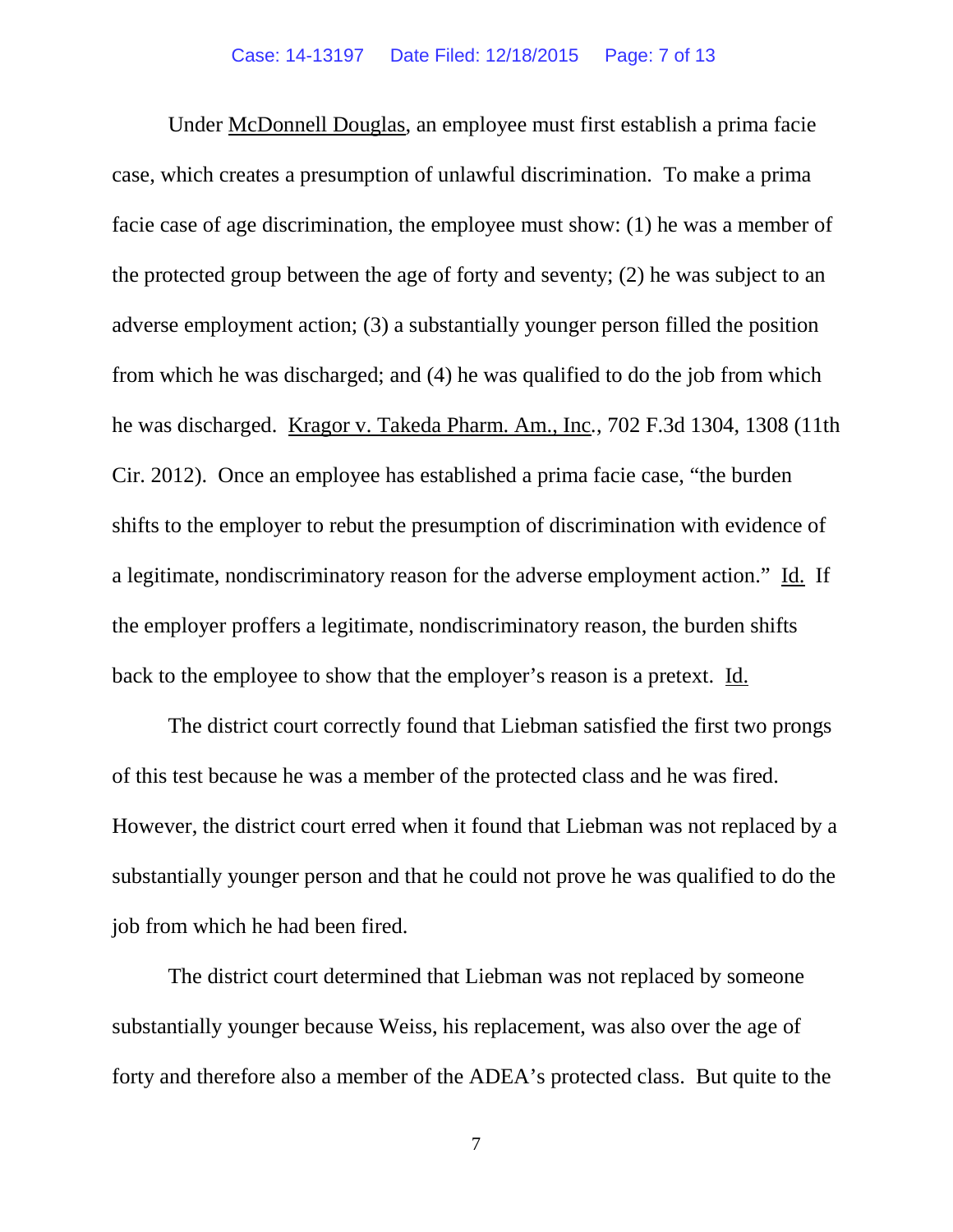Under McDonnell Douglas, an employee must first establish a prima facie case, which creates a presumption of unlawful discrimination. To make a prima facie case of age discrimination, the employee must show: (1) he was a member of the protected group between the age of forty and seventy; (2) he was subject to an adverse employment action; (3) a substantially younger person filled the position from which he was discharged; and (4) he was qualified to do the job from which he was discharged. Kragor v. Takeda Pharm. Am., Inc., 702 F.3d 1304, 1308 (11th Cir. 2012). Once an employee has established a prima facie case, "the burden shifts to the employer to rebut the presumption of discrimination with evidence of a legitimate, nondiscriminatory reason for the adverse employment action." Id. If the employer proffers a legitimate, nondiscriminatory reason, the burden shifts back to the employee to show that the employer's reason is a pretext. Id.

The district court correctly found that Liebman satisfied the first two prongs of this test because he was a member of the protected class and he was fired. However, the district court erred when it found that Liebman was not replaced by a substantially younger person and that he could not prove he was qualified to do the job from which he had been fired.

The district court determined that Liebman was not replaced by someone substantially younger because Weiss, his replacement, was also over the age of forty and therefore also a member of the ADEA's protected class. But quite to the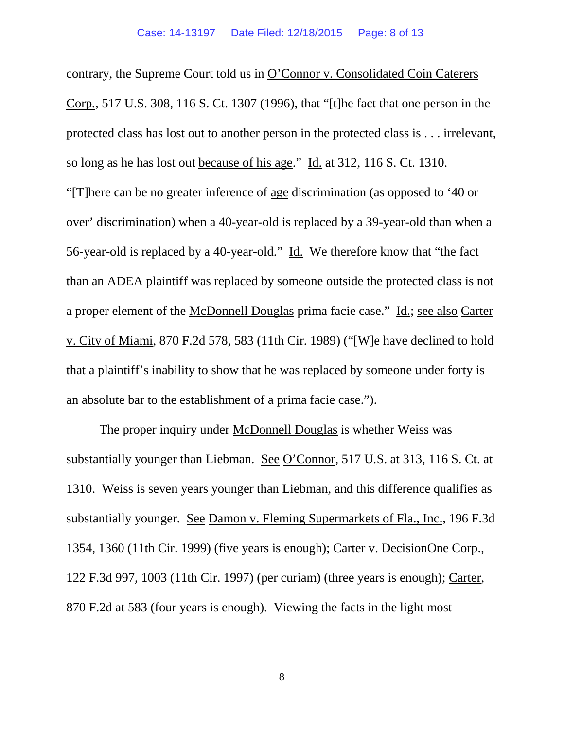contrary, the Supreme Court told us in O'Connor v. Consolidated Coin Caterers Corp., 517 U.S. 308, 116 S. Ct. 1307 (1996), that "[t]he fact that one person in the protected class has lost out to another person in the protected class is . . . irrelevant, so long as he has lost out because of his age." Id. at 312, 116 S. Ct. 1310. "[T]here can be no greater inference of age discrimination (as opposed to '40 or over' discrimination) when a 40-year-old is replaced by a 39-year-old than when a 56-year-old is replaced by a 40-year-old." Id. We therefore know that "the fact than an ADEA plaintiff was replaced by someone outside the protected class is not a proper element of the McDonnell Douglas prima facie case." Id.; see also Carter v. City of Miami, 870 F.2d 578, 583 (11th Cir. 1989) ("[W]e have declined to hold that a plaintiff's inability to show that he was replaced by someone under forty is an absolute bar to the establishment of a prima facie case.").

The proper inquiry under McDonnell Douglas is whether Weiss was substantially younger than Liebman. See O'Connor, 517 U.S. at 313, 116 S. Ct. at 1310. Weiss is seven years younger than Liebman, and this difference qualifies as substantially younger. See Damon v. Fleming Supermarkets of Fla., Inc., 196 F.3d 1354, 1360 (11th Cir. 1999) (five years is enough); Carter v. DecisionOne Corp., 122 F.3d 997, 1003 (11th Cir. 1997) (per curiam) (three years is enough); Carter, 870 F.2d at 583 (four years is enough). Viewing the facts in the light most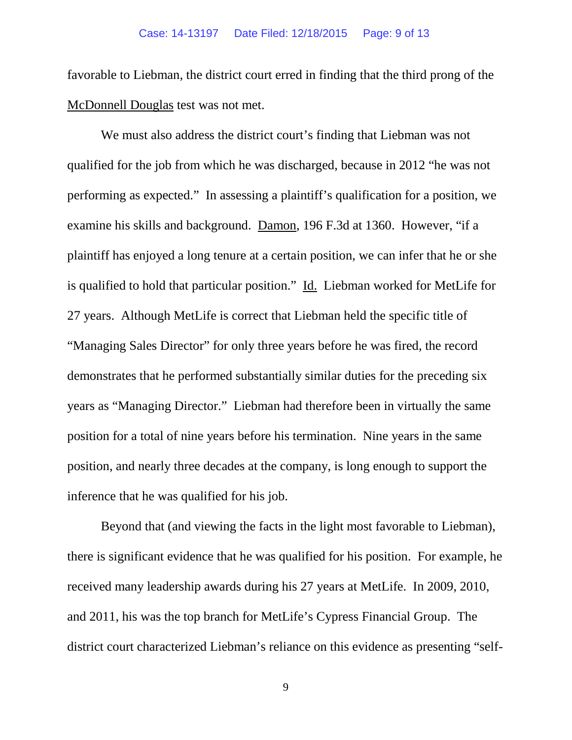favorable to Liebman, the district court erred in finding that the third prong of the McDonnell Douglas test was not met.

We must also address the district court's finding that Liebman was not qualified for the job from which he was discharged, because in 2012 "he was not performing as expected." In assessing a plaintiff's qualification for a position, we examine his skills and background. Damon, 196 F.3d at 1360. However, "if a plaintiff has enjoyed a long tenure at a certain position, we can infer that he or she is qualified to hold that particular position." Id. Liebman worked for MetLife for 27 years. Although MetLife is correct that Liebman held the specific title of "Managing Sales Director" for only three years before he was fired, the record demonstrates that he performed substantially similar duties for the preceding six years as "Managing Director." Liebman had therefore been in virtually the same position for a total of nine years before his termination. Nine years in the same position, and nearly three decades at the company, is long enough to support the inference that he was qualified for his job.

Beyond that (and viewing the facts in the light most favorable to Liebman), there is significant evidence that he was qualified for his position. For example, he received many leadership awards during his 27 years at MetLife. In 2009, 2010, and 2011, his was the top branch for MetLife's Cypress Financial Group. The district court characterized Liebman's reliance on this evidence as presenting "self-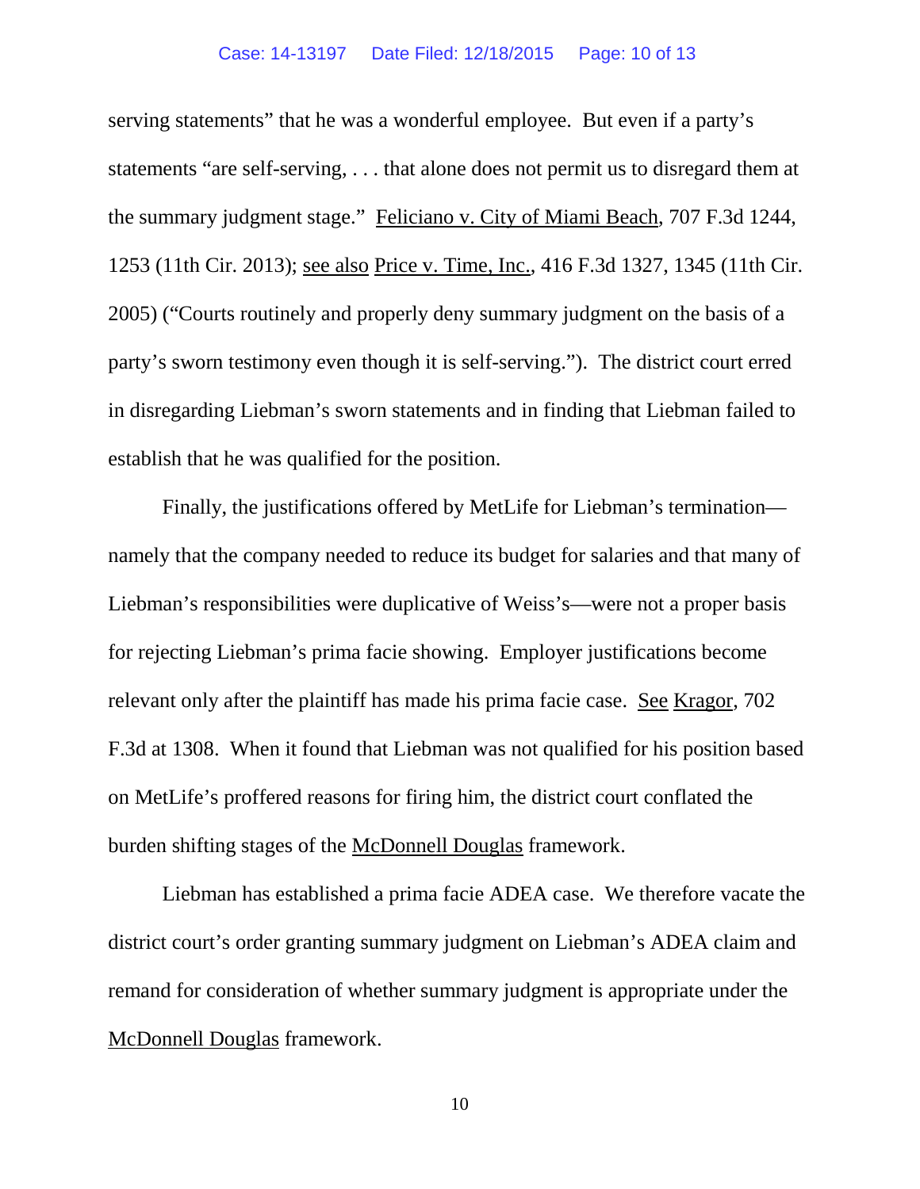serving statements" that he was a wonderful employee. But even if a party's statements "are self-serving, . . . that alone does not permit us to disregard them at the summary judgment stage." Feliciano v. City of Miami Beach, 707 F.3d 1244, 1253 (11th Cir. 2013); see also Price v. Time, Inc., 416 F.3d 1327, 1345 (11th Cir. 2005) ("Courts routinely and properly deny summary judgment on the basis of a party's sworn testimony even though it is self-serving."). The district court erred in disregarding Liebman's sworn statements and in finding that Liebman failed to establish that he was qualified for the position.

Finally, the justifications offered by MetLife for Liebman's termination—namely that the company needed to reduce its budget for salaries and that many of Liebman's responsibilities were duplicative of Weiss's—were not a proper basis for rejecting Liebman's prima facie showing. Employer justifications become relevant only after the plaintiff has made his prima facie case. See Kragor, 702 F.3d at 1308. When it found that Liebman was not qualified for his position based on MetLife's proffered reasons for firing him, the district court conflated the burden shifting stages of the McDonnell Douglas framework.

Liebman has established a prima facie ADEA case. We therefore vacate the district court's order granting summary judgment on Liebman's ADEA claim and remand for consideration of whether summary judgment is appropriate under the McDonnell Douglas framework.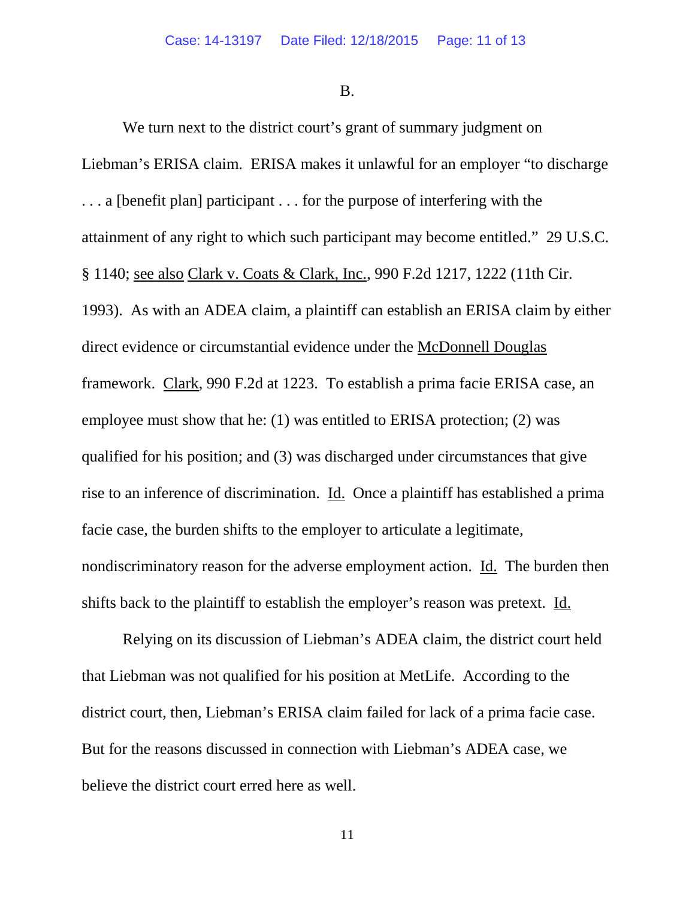B.

We turn next to the district court's grant of summary judgment on Liebman's ERISA claim. ERISA makes it unlawful for an employer "to discharge . . . a [benefit plan] participant . . . for the purpose of interfering with the attainment of any right to which such participant may become entitled." 29 U.S.C. § 1140; see also Clark v. Coats & Clark, Inc., 990 F.2d 1217, 1222 (11th Cir. 1993). As with an ADEA claim, a plaintiff can establish an ERISA claim by either direct evidence or circumstantial evidence under the McDonnell Douglas framework. Clark, 990 F.2d at 1223. To establish a prima facie ERISA case, an employee must show that he: (1) was entitled to ERISA protection; (2) was qualified for his position; and (3) was discharged under circumstances that give rise to an inference of discrimination. Id. Once a plaintiff has established a prima facie case, the burden shifts to the employer to articulate a legitimate, nondiscriminatory reason for the adverse employment action. Id. The burden then shifts back to the plaintiff to establish the employer's reason was pretext. Id.

Relying on its discussion of Liebman's ADEA claim, the district court held that Liebman was not qualified for his position at MetLife. According to the district court, then, Liebman's ERISA claim failed for lack of a prima facie case. But for the reasons discussed in connection with Liebman's ADEA case, we believe the district court erred here as well.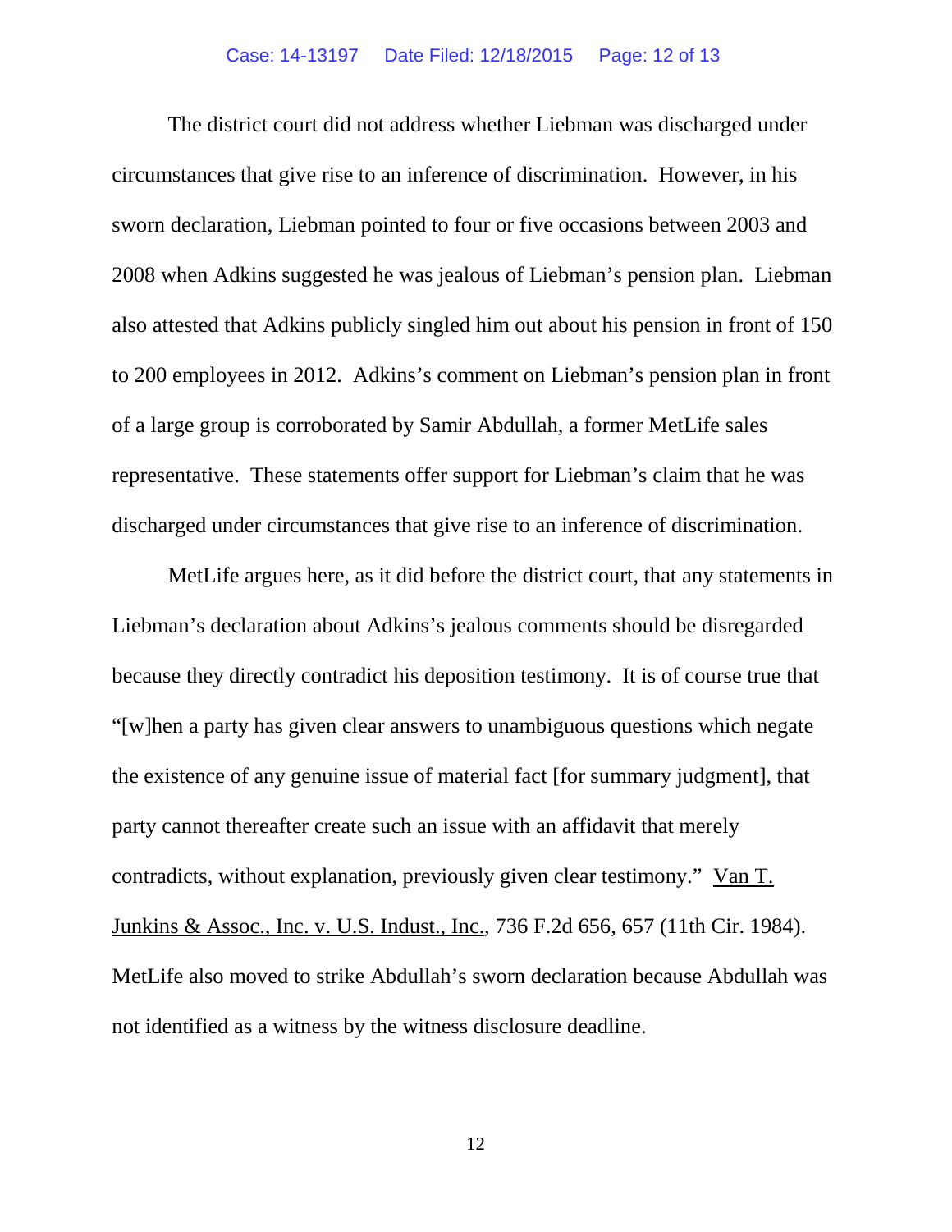The district court did not address whether Liebman was discharged under circumstances that give rise to an inference of discrimination. However, in his sworn declaration, Liebman pointed to four or five occasions between 2003 and 2008 when Adkins suggested he was jealous of Liebman's pension plan. Liebman also attested that Adkins publicly singled him out about his pension in front of 150 to 200 employees in 2012. Adkins's comment on Liebman's pension plan in front of a large group is corroborated by Samir Abdullah, a former MetLife sales representative. These statements offer support for Liebman's claim that he was discharged under circumstances that give rise to an inference of discrimination.

MetLife argues here, as it did before the district court, that any statements in Liebman's declaration about Adkins's jealous comments should be disregarded because they directly contradict his deposition testimony. It is of course true that "[w]hen a party has given clear answers to unambiguous questions which negate the existence of any genuine issue of material fact [for summary judgment], that party cannot thereafter create such an issue with an affidavit that merely contradicts, without explanation, previously given clear testimony." Van T. Junkins & Assoc., Inc. v. U.S. Indust., Inc., 736 F.2d 656, 657 (11th Cir. 1984). MetLife also moved to strike Abdullah's sworn declaration because Abdullah was not identified as a witness by the witness disclosure deadline.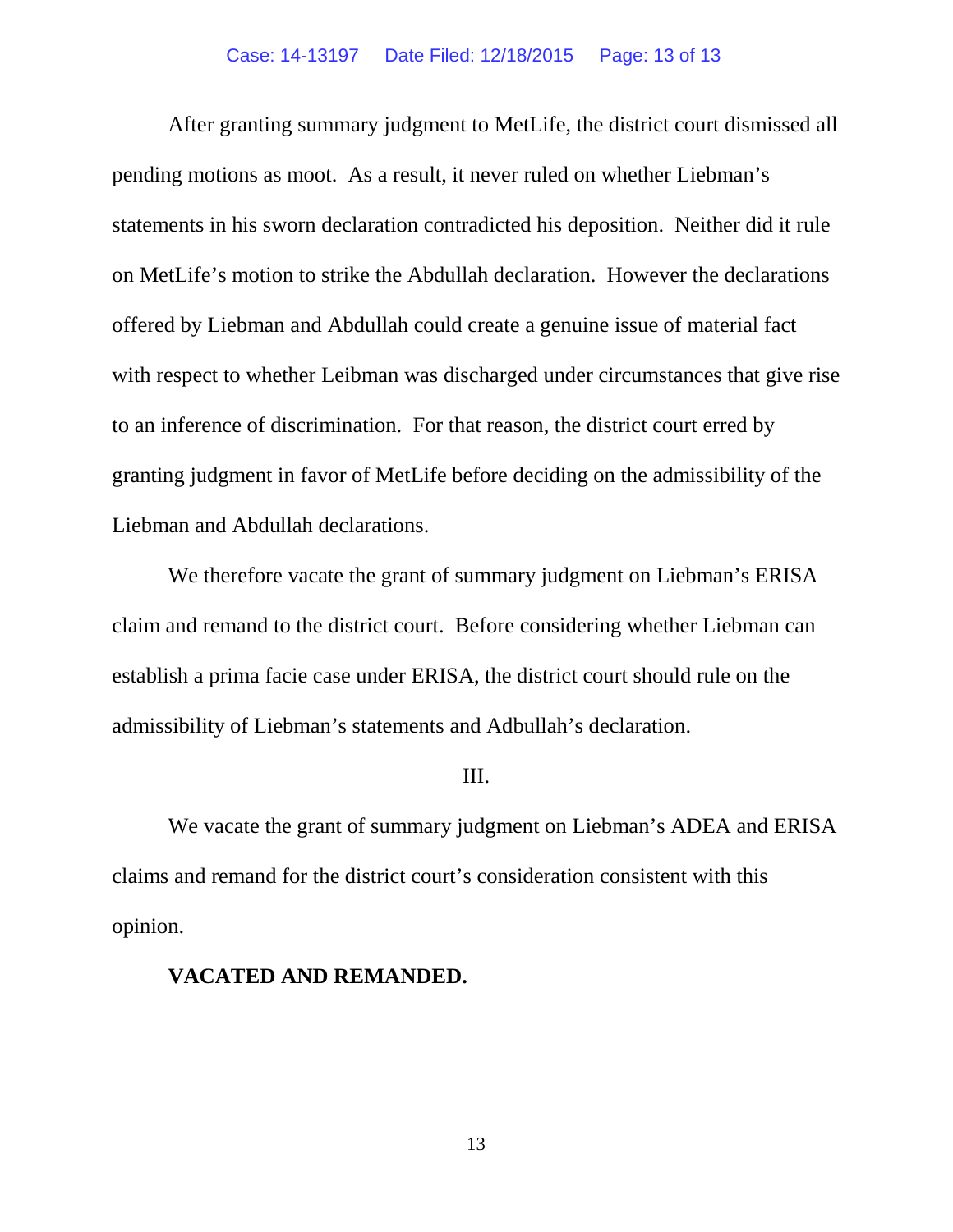After granting summary judgment to MetLife, the district court dismissed all pending motions as moot. As a result, it never ruled on whether Liebman's statements in his sworn declaration contradicted his deposition. Neither did it rule on MetLife's motion to strike the Abdullah declaration. However the declarations offered by Liebman and Abdullah could create a genuine issue of material fact with respect to whether Leibman was discharged under circumstances that give rise to an inference of discrimination. For that reason, the district court erred by granting judgment in favor of MetLife before deciding on the admissibility of the Liebman and Abdullah declarations.

We therefore vacate the grant of summary judgment on Liebman's ERISA claim and remand to the district court. Before considering whether Liebman can establish a prima facie case under ERISA, the district court should rule on the admissibility of Liebman's statements and Adbullah's declaration.

III.

We vacate the grant of summary judgment on Liebman's ADEA and ERISA claims and remand for the district court's consideration consistent with this opinion.

**VACATED AND REMANDED.**